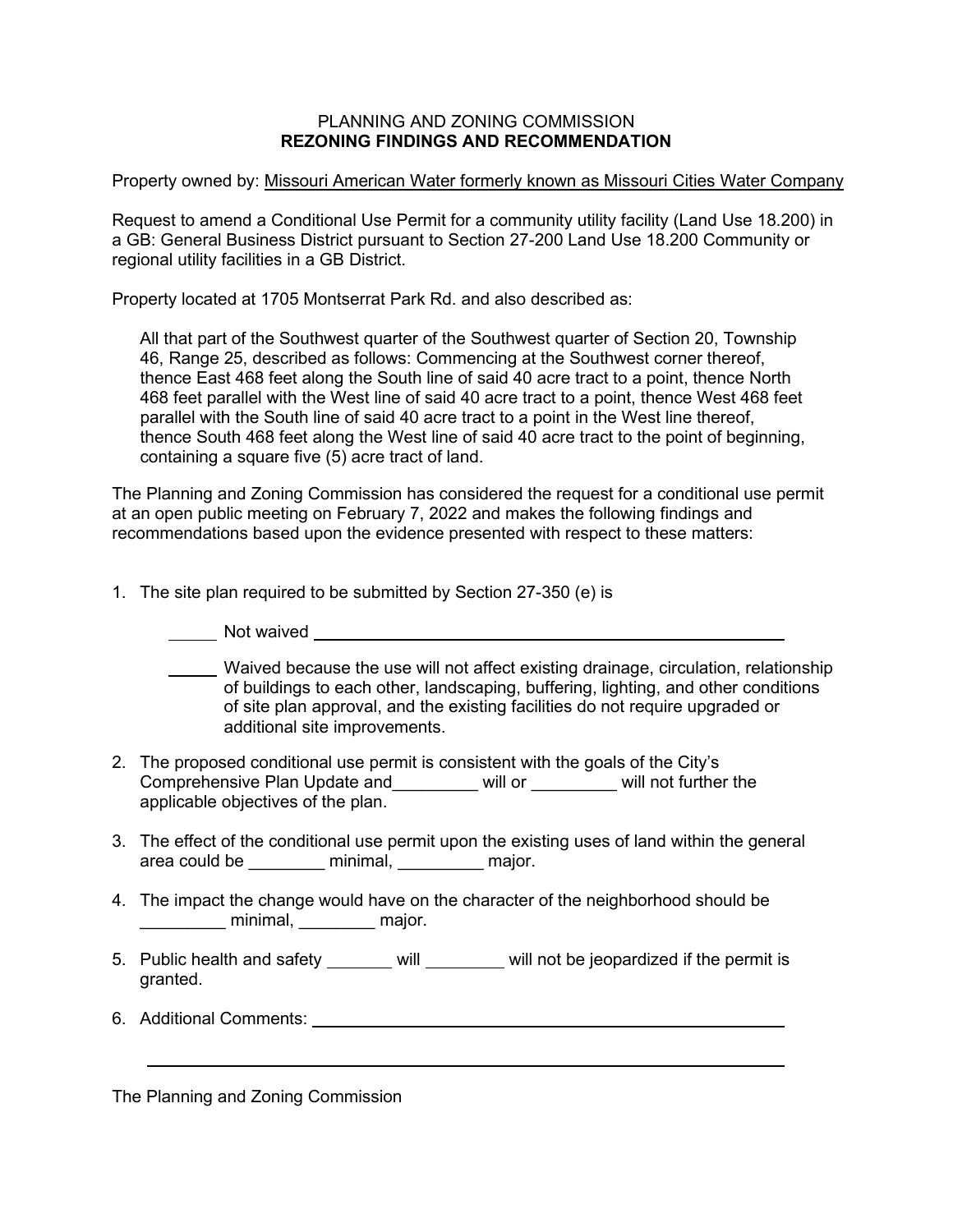PLANNING AND ZONING COMMISSION
**REZONING FINDINGS AND RECOMMENDATION**

Property owned by: Missouri American Water formerly known as Missouri Cities Water Company

Request to amend a Conditional Use Permit for a community utility facility (Land Use 18.200) in a GB: General Business District pursuant to Section 27-200 Land Use 18.200 Community or regional utility facilities in a GB District.

Property located at 1705 Montserrat Park Rd. and also described as:

> All that part of the Southwest quarter of the Southwest quarter of Section 20, Township 46, Range 25, described as follows: Commencing at the Southwest corner thereof, thence East 468 feet along the South line of said 40 acre tract to a point, thence North 468 feet parallel with the West line of said 40 acre tract to a point, thence West 468 feet parallel with the South line of said 40 acre tract to a point in the West line thereof, thence South 468 feet along the West line of said 40 acre tract to the point of beginning, containing a square five (5) acre tract of land.

The Planning and Zoning Commission has considered the request for a conditional use permit at an open public meeting on February 7, 2022 and makes the following findings and recommendations based upon the evidence presented with respect to these matters:

1. The site plan required to be submitted by Section 27-350 (e) is

   _____ Not waived ______________________________________________

   _____ Waived because the use will not affect existing drainage, circulation, relationship of buildings to each other, landscaping, buffering, lighting, and other conditions of site plan approval, and the existing facilities do not require upgraded or additional site improvements.

2. The proposed conditional use permit is consistent with the goals of the City's Comprehensive Plan Update and_________ will or _________ will not further the applicable objectives of the plan.

3. The effect of the conditional use permit upon the existing uses of land within the general area could be ________ minimal, _________ major.

4. The impact the change would have on the character of the neighborhood should be _________ minimal, ________ major.

5. Public health and safety _______ will ________ will not be jeopardized if the permit is granted.

6. Additional Comments: ______________________________________________

   ______________________________________________________________

The Planning and Zoning Commission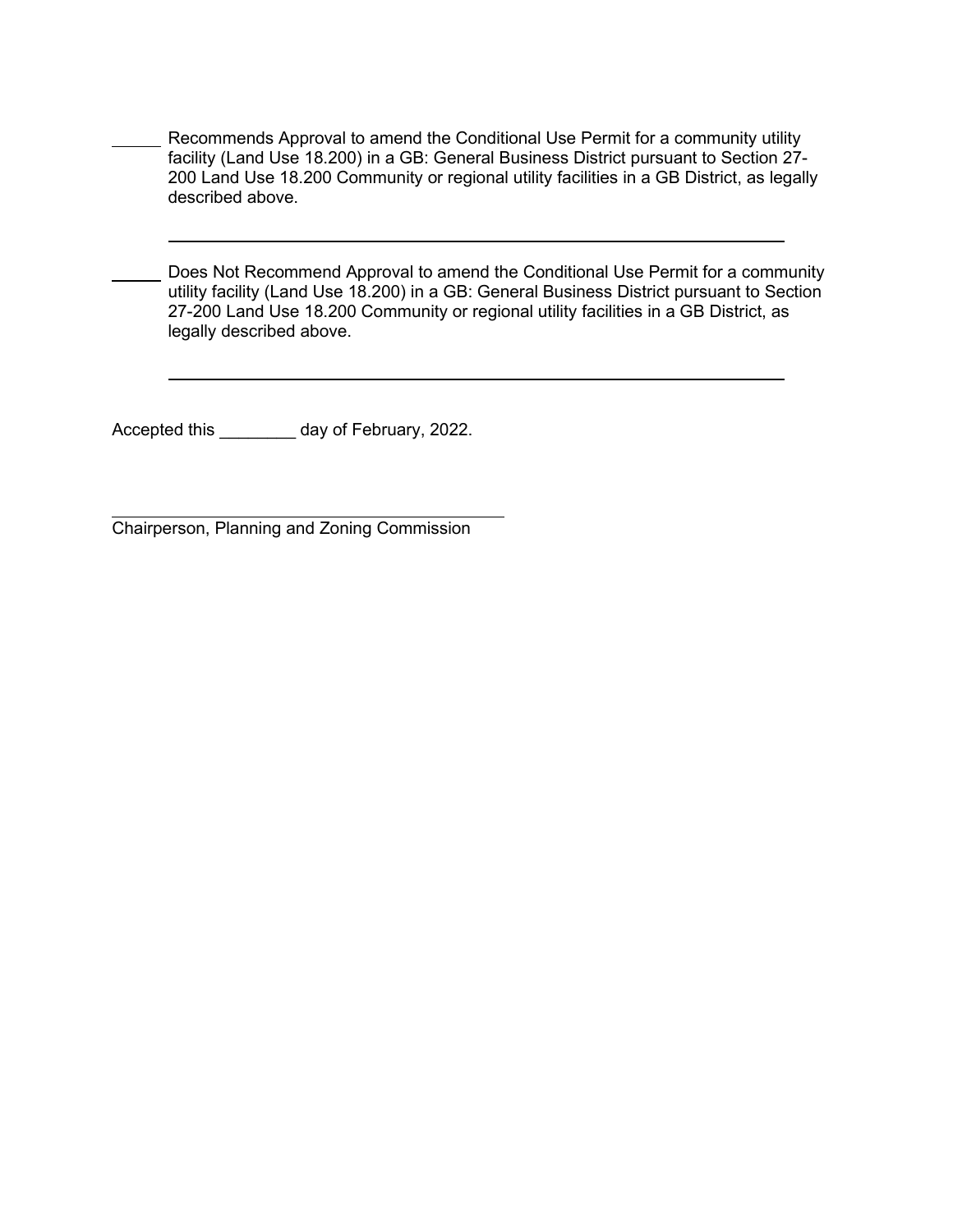_____ Recommends Approval to amend the Conditional Use Permit for a community utility facility (Land Use 18.200) in a GB: General Business District pursuant to Section 27-200 Land Use 18.200 Community or regional utility facilities in a GB District, as legally described above.

______________________________________________________________

_____ Does Not Recommend Approval to amend the Conditional Use Permit for a community utility facility (Land Use 18.200) in a GB: General Business District pursuant to Section 27-200 Land Use 18.200 Community or regional utility facilities in a GB District, as legally described above.

______________________________________________________________

Accepted this ________ day of February, 2022.

________________________________________

Chairperson, Planning and Zoning Commission